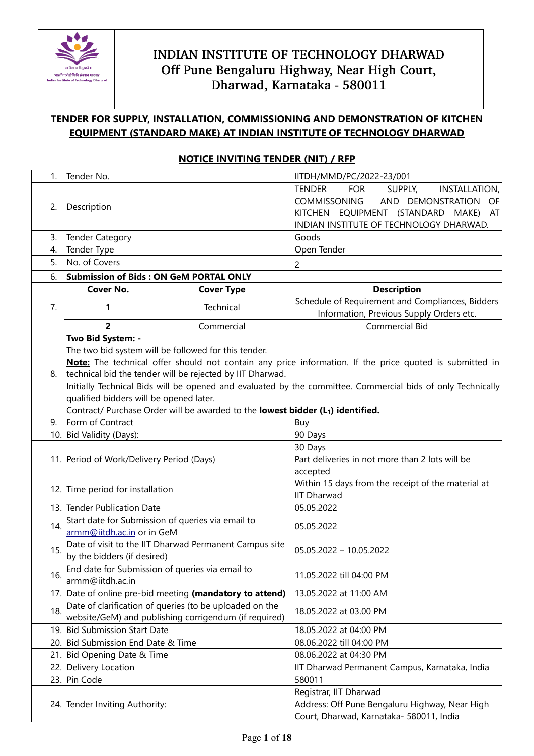# INDIAN INSTITUTE OF TECHNOLOGY DHARWAD
## Off Pune Bengaluru Highway, Near High Court, Dharwad, Karnataka - 580011

**TENDER FOR SUPPLY, INSTALLATION, COMMISSIONING AND DEMONSTRATION OF KITCHEN EQUIPMENT (STANDARD MAKE) AT INDIAN INSTITUTE OF TECHNOLOGY DHARWAD**

**NOTICE INVITING TENDER (NIT) / RFP**

| | | | |
|---|---|---|---|
| 1. | Tender No. | | IITDH/MMD/PC/2022-23/001 |
| 2. | Description | | TENDER FOR SUPPLY, INSTALLATION, COMMISSONING AND DEMONSTRATION OF KITCHEN EQUIPMENT (STANDARD MAKE) AT INDIAN INSTITUTE OF TECHNOLOGY DHARWAD. |
| 3. | Tender Category | | Goods |
| 4. | Tender Type | | Open Tender |
| 5. | No. of Covers | | 2 |
| 6. | **Submission of Bids : ON GeM PORTAL ONLY** | | |
| 7. | **Cover No.** | **Cover Type** | **Description** |
| | **1** | Technical | Schedule of Requirement and Compliances, Bidders Information, Previous Supply Orders etc. |
| | **2** | Commercial | Commercial Bid |
| 8. | **Two Bid System: -** The two bid system will be followed for this tender. **Note:** The technical offer should not contain any price information. If the price quoted is submitted in technical bid the tender will be rejected by IIT Dharwad. Initially Technical Bids will be opened and evaluated by the committee. Commercial bids of only Technically qualified bidders will be opened later. Contract/ Purchase Order will be awarded to the **lowest bidder ($L_1$) identified.** | | |
| 9. | Form of Contract | | Buy |
| 10. | Bid Validity (Days): | | 90 Days |
| 11. | Period of Work/Delivery Period (Days) | | 30 Days Part deliveries in not more than 2 lots will be accepted |
| 12. | Time period for installation | | Within 15 days from the receipt of the material at IIT Dharwad |
| 13. | Tender Publication Date | | 05.05.2022 |
| 14. | Start date for Submission of queries via email to armm@iitdh.ac.in or in GeM | | 05.05.2022 |
| 15. | Date of visit to the IIT Dharwad Permanent Campus site by the bidders (if desired) | | 05.05.2022 – 10.05.2022 |
| 16. | End date for Submission of queries via email to armm@iitdh.ac.in | | 11.05.2022 till 04:00 PM |
| 17. | Date of online pre-bid meeting **(mandatory to attend)** | | 13.05.2022 at 11:00 AM |
| 18. | Date of clarification of queries (to be uploaded on the website/GeM) and publishing corrigendum (if required) | | 18.05.2022 at 03.00 PM |
| 19. | Bid Submission Start Date | | 18.05.2022 at 04:00 PM |
| 20. | Bid Submission End Date & Time | | 08.06.2022 till 04:00 PM |
| 21. | Bid Opening Date & Time | | 08.06.2022 at 04:30 PM |
| 22. | Delivery Location | | IIT Dharwad Permanent Campus, Karnataka, India |
| 23. | Pin Code | | 580011 |
| 24. | Tender Inviting Authority: | | Registrar, IIT Dharwad Address: Off Pune Bengaluru Highway, Near High Court, Dharwad, Karnataka- 580011, India |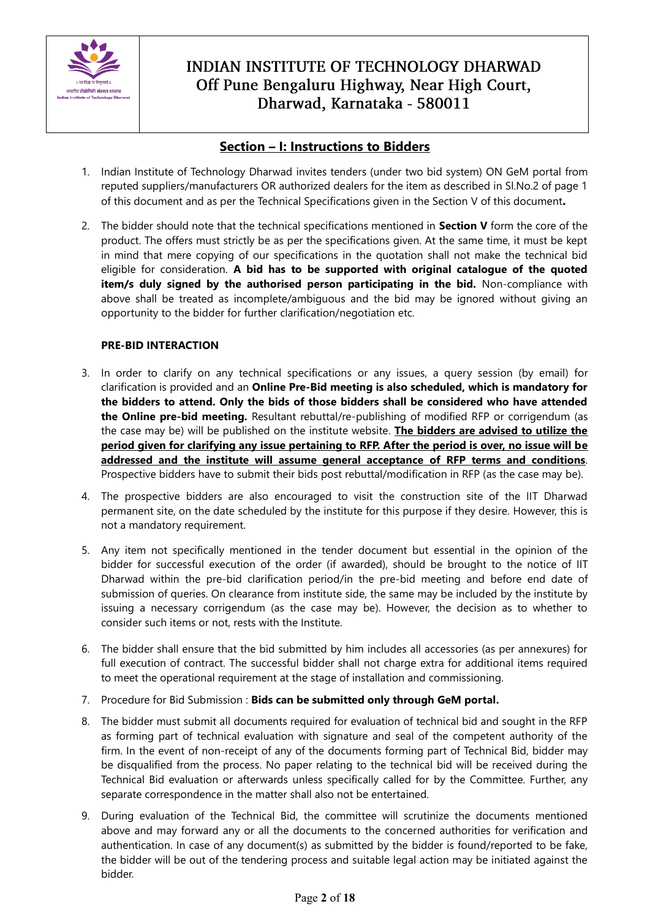# INDIAN INSTITUTE OF TECHNOLOGY DHARWAD
## Off Pune Bengaluru Highway, Near High Court, Dharwad, Karnataka - 580011

## Section – I: Instructions to Bidders

1. Indian Institute of Technology Dharwad invites tenders (under two bid system) ON GeM portal from reputed suppliers/manufacturers OR authorized dealers for the item as described in Sl.No.2 of page 1 of this document and as per the Technical Specifications given in the Section V of this document**.**

2. The bidder should note that the technical specifications mentioned in **Section V** form the core of the product. The offers must strictly be as per the specifications given. At the same time, it must be kept in mind that mere copying of our specifications in the quotation shall not make the technical bid eligible for consideration. **A bid has to be supported with original catalogue of the quoted item/s duly signed by the authorised person participating in the bid.** Non-compliance with above shall be treated as incomplete/ambiguous and the bid may be ignored without giving an opportunity to the bidder for further clarification/negotiation etc.

**PRE-BID INTERACTION**

3. In order to clarify on any technical specifications or any issues, a query session (by email) for clarification is provided and an **Online Pre-Bid meeting is also scheduled, which is mandatory for the bidders to attend. Only the bids of those bidders shall be considered who have attended the Online pre-bid meeting.** Resultant rebuttal/re-publishing of modified RFP or corrigendum (as the case may be) will be published on the institute website. **The bidders are advised to utilize the period given for clarifying any issue pertaining to RFP. After the period is over, no issue will be addressed and the institute will assume general acceptance of RFP terms and conditions**. Prospective bidders have to submit their bids post rebuttal/modification in RFP (as the case may be).

4. The prospective bidders are also encouraged to visit the construction site of the IIT Dharwad permanent site, on the date scheduled by the institute for this purpose if they desire. However, this is not a mandatory requirement.

5. Any item not specifically mentioned in the tender document but essential in the opinion of the bidder for successful execution of the order (if awarded), should be brought to the notice of IIT Dharwad within the pre-bid clarification period/in the pre-bid meeting and before end date of submission of queries. On clearance from institute side, the same may be included by the institute by issuing a necessary corrigendum (as the case may be). However, the decision as to whether to consider such items or not, rests with the Institute.

6. The bidder shall ensure that the bid submitted by him includes all accessories (as per annexures) for full execution of contract. The successful bidder shall not charge extra for additional items required to meet the operational requirement at the stage of installation and commissioning.

7. Procedure for Bid Submission : **Bids can be submitted only through GeM portal.**

8. The bidder must submit all documents required for evaluation of technical bid and sought in the RFP as forming part of technical evaluation with signature and seal of the competent authority of the firm. In the event of non-receipt of any of the documents forming part of Technical Bid, bidder may be disqualified from the process. No paper relating to the technical bid will be received during the Technical Bid evaluation or afterwards unless specifically called for by the Committee. Further, any separate correspondence in the matter shall also not be entertained.

9. During evaluation of the Technical Bid, the committee will scrutinize the documents mentioned above and may forward any or all the documents to the concerned authorities for verification and authentication. In case of any document(s) as submitted by the bidder is found/reported to be fake, the bidder will be out of the tendering process and suitable legal action may be initiated against the bidder.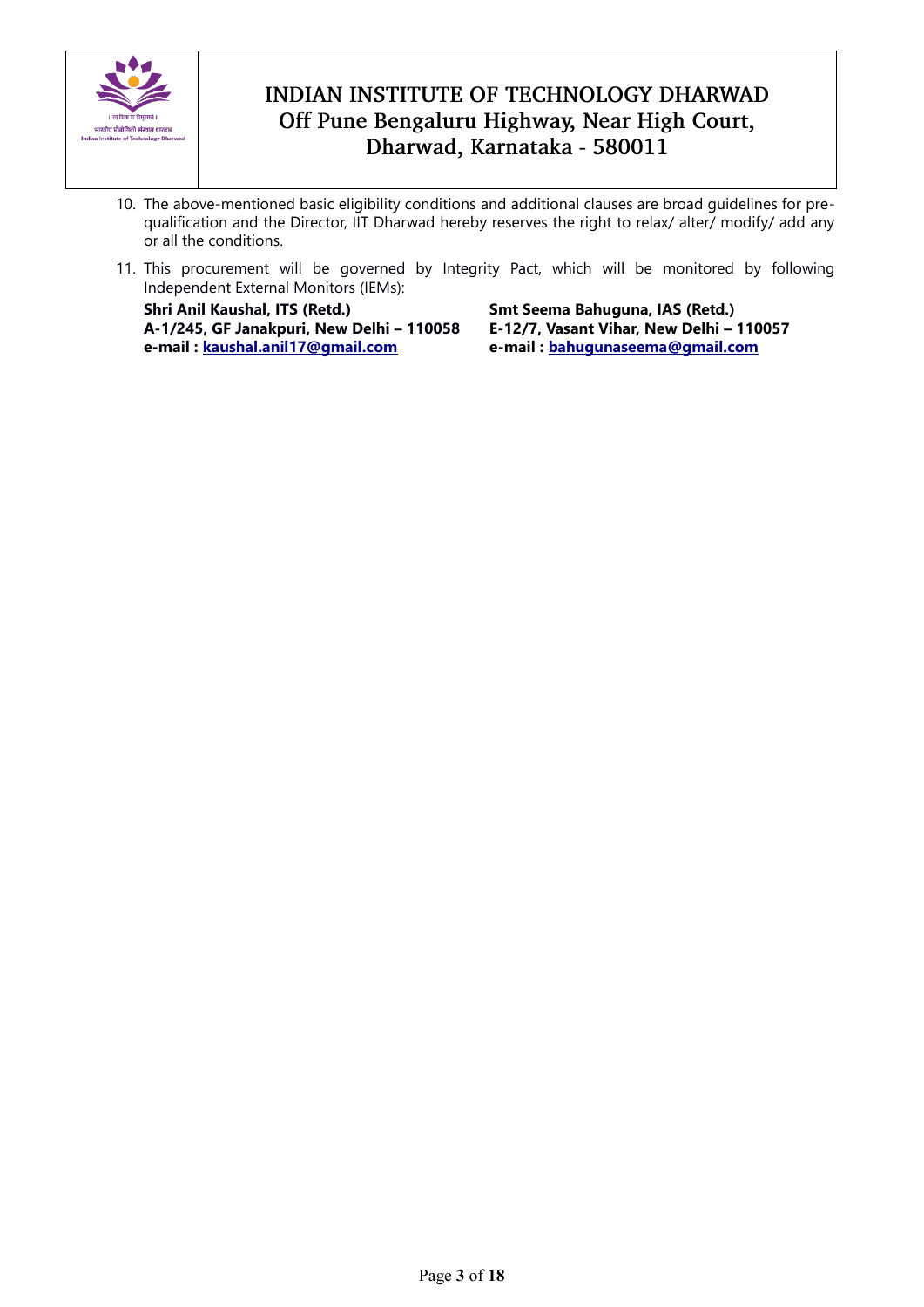10. The above-mentioned basic eligibility conditions and additional clauses are broad guidelines for pre-qualification and the Director, IIT Dharwad hereby reserves the right to relax/ alter/ modify/ add any or all the conditions.

11. This procurement will be governed by Integrity Pact, which will be monitored by following Independent External Monitors (IEMs):

**Shri Anil Kaushal, ITS (Retd.)**
**A-1/245, GF Janakpuri, New Delhi – 110058**
**e-mail : kaushal.anil17@gmail.com**

**Smt Seema Bahuguna, IAS (Retd.)**
**E-12/7, Vasant Vihar, New Delhi – 110057**
**e-mail : bahugunaseema@gmail.com**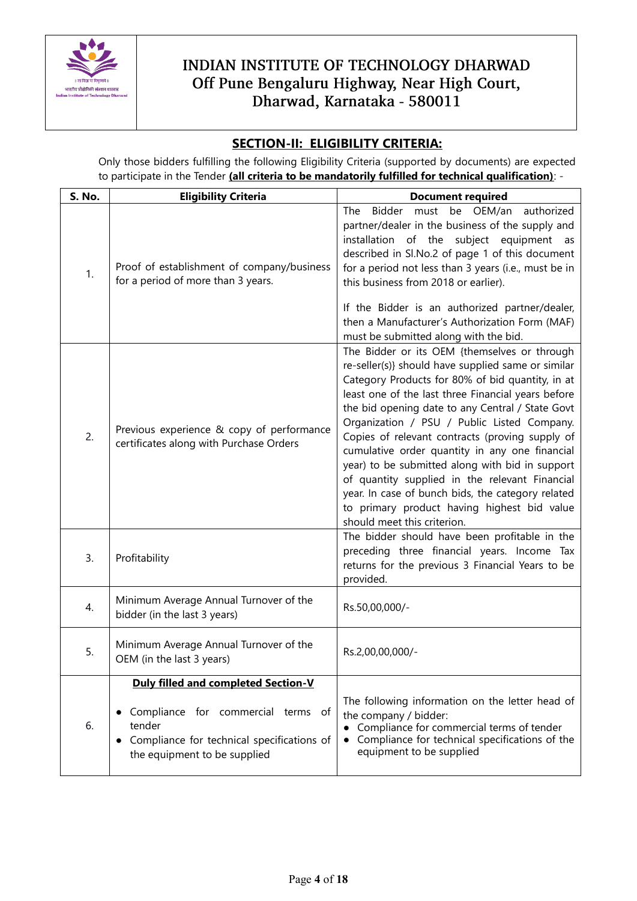# INDIAN INSTITUTE OF TECHNOLOGY DHARWAD
## Off Pune Bengaluru Highway, Near High Court, Dharwad, Karnataka - 580011

## SECTION-II: ELIGIBILITY CRITERIA:

Only those bidders fulfilling the following Eligibility Criteria (supported by documents) are expected to participate in the Tender **(all criteria to be mandatorily fulfilled for technical qualification)**: -

| S. No. | Eligibility Criteria | Document required |
|---|---|---|
| 1. | Proof of establishment of company/business for a period of more than 3 years. | The Bidder must be OEM/an authorized partner/dealer in the business of the supply and installation of the subject equipment as described in Sl.No.2 of page 1 of this document for a period not less than 3 years (i.e., must be in this business from 2018 or earlier).<br><br>If the Bidder is an authorized partner/dealer, then a Manufacturer's Authorization Form (MAF) must be submitted along with the bid. |
| 2. | Previous experience & copy of performance certificates along with Purchase Orders | The Bidder or its OEM {themselves or through re-seller(s)} should have supplied same or similar Category Products for 80% of bid quantity, in at least one of the last three Financial years before the bid opening date to any Central / State Govt Organization / PSU / Public Listed Company. Copies of relevant contracts (proving supply of cumulative order quantity in any one financial year) to be submitted along with bid in support of quantity supplied in the relevant Financial year. In case of bunch bids, the category related to primary product having highest bid value should meet this criterion. |
| 3. | Profitability | The bidder should have been profitable in the preceding three financial years. Income Tax returns for the previous 3 Financial Years to be provided. |
| 4. | Minimum Average Annual Turnover of the bidder (in the last 3 years) | Rs.50,00,000/- |
| 5. | Minimum Average Annual Turnover of the OEM (in the last 3 years) | Rs.2,00,00,000/- |
| 6. | **Duly filled and completed Section-V**<br>• Compliance for commercial terms of tender<br>• Compliance for technical specifications of the equipment to be supplied | The following information on the letter head of the company / bidder:<br>• Compliance for commercial terms of tender<br>• Compliance for technical specifications of the equipment to be supplied |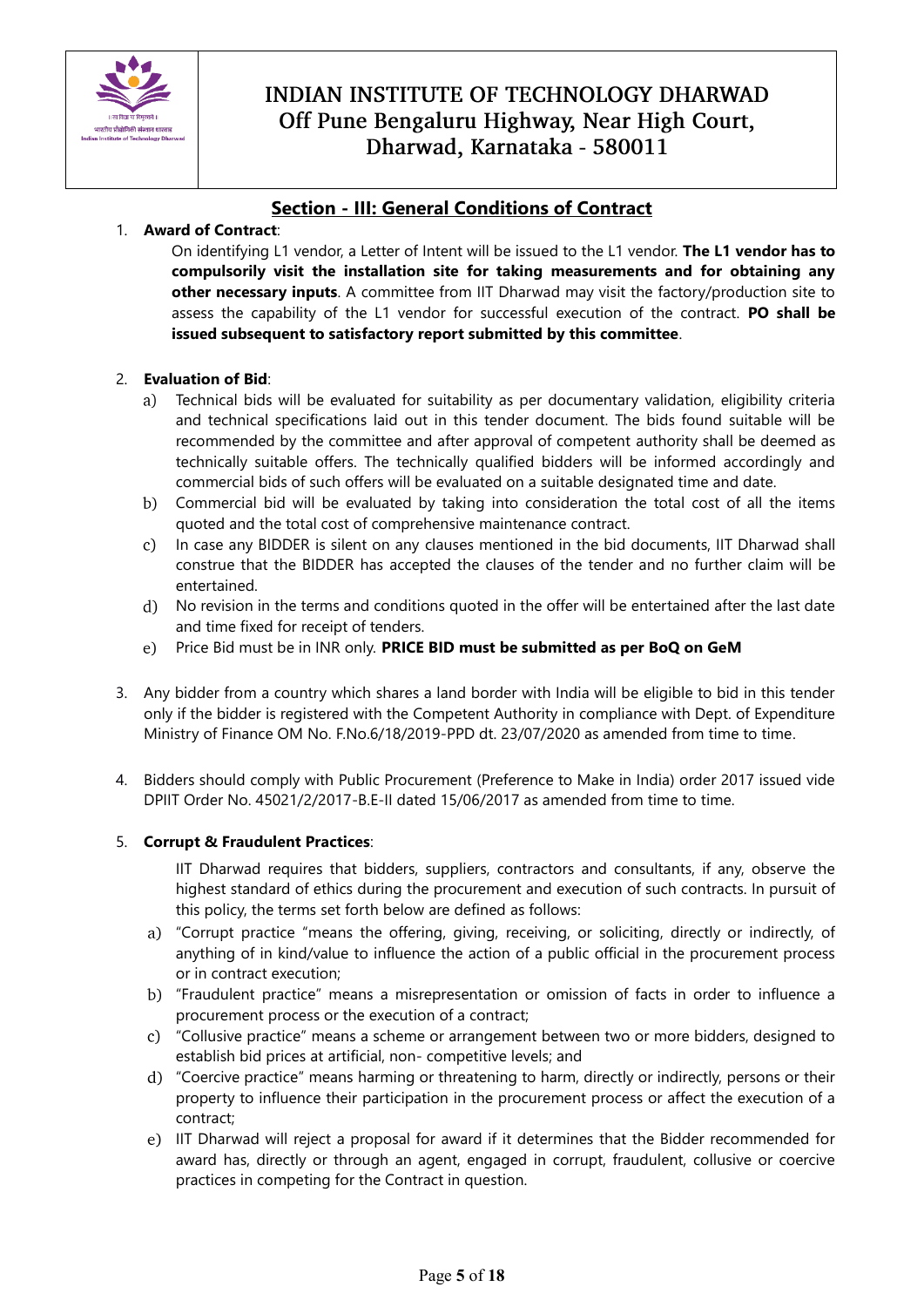# INDIAN INSTITUTE OF TECHNOLOGY DHARWAD
## Off Pune Bengaluru Highway, Near High Court, Dharwad, Karnataka - 580011

## Section - III: General Conditions of Contract

1. **Award of Contract**:

   On identifying L1 vendor, a Letter of Intent will be issued to the L1 vendor. **The L1 vendor has to compulsorily visit the installation site for taking measurements and for obtaining any other necessary inputs**. A committee from IIT Dharwad may visit the factory/production site to assess the capability of the L1 vendor for successful execution of the contract. **PO shall be issued subsequent to satisfactory report submitted by this committee**.

2. **Evaluation of Bid**:
   a) Technical bids will be evaluated for suitability as per documentary validation, eligibility criteria and technical specifications laid out in this tender document. The bids found suitable will be recommended by the committee and after approval of competent authority shall be deemed as technically suitable offers. The technically qualified bidders will be informed accordingly and commercial bids of such offers will be evaluated on a suitable designated time and date.
   b) Commercial bid will be evaluated by taking into consideration the total cost of all the items quoted and the total cost of comprehensive maintenance contract.
   c) In case any BIDDER is silent on any clauses mentioned in the bid documents, IIT Dharwad shall construe that the BIDDER has accepted the clauses of the tender and no further claim will be entertained.
   d) No revision in the terms and conditions quoted in the offer will be entertained after the last date and time fixed for receipt of tenders.
   e) Price Bid must be in INR only. **PRICE BID must be submitted as per BoQ on GeM**

3. Any bidder from a country which shares a land border with India will be eligible to bid in this tender only if the bidder is registered with the Competent Authority in compliance with Dept. of Expenditure Ministry of Finance OM No. F.No.6/18/2019-PPD dt. 23/07/2020 as amended from time to time.

4. Bidders should comply with Public Procurement (Preference to Make in India) order 2017 issued vide DPIIT Order No. 45021/2/2017-B.E-II dated 15/06/2017 as amended from time to time.

5. **Corrupt & Fraudulent Practices**:

   IIT Dharwad requires that bidders, suppliers, contractors and consultants, if any, observe the highest standard of ethics during the procurement and execution of such contracts. In pursuit of this policy, the terms set forth below are defined as follows:
   a) "Corrupt practice "means the offering, giving, receiving, or soliciting, directly or indirectly, of anything of in kind/value to influence the action of a public official in the procurement process or in contract execution;
   b) "Fraudulent practice" means a misrepresentation or omission of facts in order to influence a procurement process or the execution of a contract;
   c) "Collusive practice" means a scheme or arrangement between two or more bidders, designed to establish bid prices at artificial, non- competitive levels; and
   d) "Coercive practice" means harming or threatening to harm, directly or indirectly, persons or their property to influence their participation in the procurement process or affect the execution of a contract;
   e) IIT Dharwad will reject a proposal for award if it determines that the Bidder recommended for award has, directly or through an agent, engaged in corrupt, fraudulent, collusive or coercive practices in competing for the Contract in question.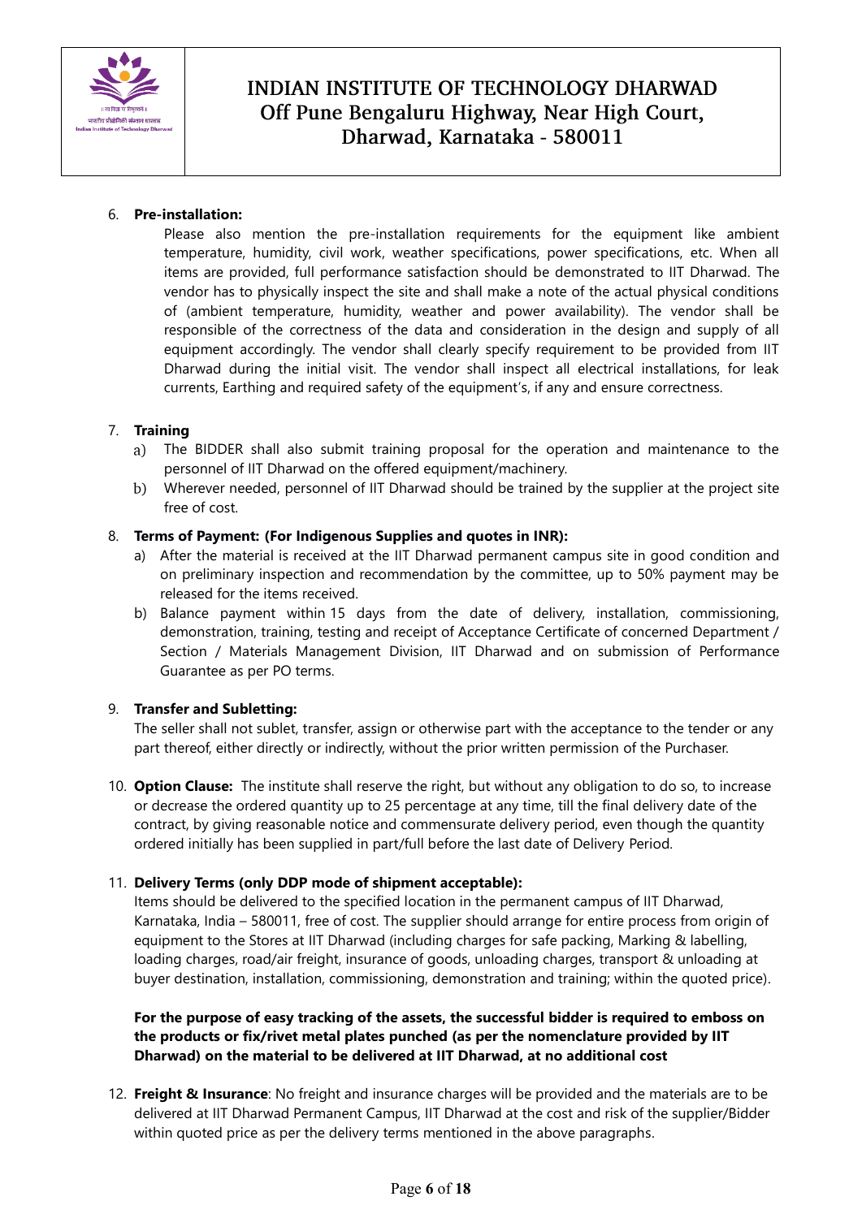6. **Pre-installation:**

   Please also mention the pre-installation requirements for the equipment like ambient temperature, humidity, civil work, weather specifications, power specifications, etc. When all items are provided, full performance satisfaction should be demonstrated to IIT Dharwad. The vendor has to physically inspect the site and shall make a note of the actual physical conditions of (ambient temperature, humidity, weather and power availability). The vendor shall be responsible of the correctness of the data and consideration in the design and supply of all equipment accordingly. The vendor shall clearly specify requirement to be provided from IIT Dharwad during the initial visit. The vendor shall inspect all electrical installations, for leak currents, Earthing and required safety of the equipment's, if any and ensure correctness.

7. **Training**

   a) The BIDDER shall also submit training proposal for the operation and maintenance to the personnel of IIT Dharwad on the offered equipment/machinery.
   b) Wherever needed, personnel of IIT Dharwad should be trained by the supplier at the project site free of cost.

8. **Terms of Payment: (For Indigenous Supplies and quotes in INR):**

   a) After the material is received at the IIT Dharwad permanent campus site in good condition and on preliminary inspection and recommendation by the committee, up to 50% payment may be released for the items received.
   b) Balance payment within 15 days from the date of delivery, installation, commissioning, demonstration, training, testing and receipt of Acceptance Certificate of concerned Department / Section / Materials Management Division, IIT Dharwad and on submission of Performance Guarantee as per PO terms.

9. **Transfer and Subletting:**

   The seller shall not sublet, transfer, assign or otherwise part with the acceptance to the tender or any part thereof, either directly or indirectly, without the prior written permission of the Purchaser.

10. **Option Clause:** The institute shall reserve the right, but without any obligation to do so, to increase or decrease the ordered quantity up to 25 percentage at any time, till the final delivery date of the contract, by giving reasonable notice and commensurate delivery period, even though the quantity ordered initially has been supplied in part/full before the last date of Delivery Period.

11. **Delivery Terms (only DDP mode of shipment acceptable):**

    Items should be delivered to the specified location in the permanent campus of IIT Dharwad, Karnataka, India – 580011, free of cost. The supplier should arrange for entire process from origin of equipment to the Stores at IIT Dharwad (including charges for safe packing, Marking & labelling, loading charges, road/air freight, insurance of goods, unloading charges, transport & unloading at buyer destination, installation, commissioning, demonstration and training; within the quoted price).

    **For the purpose of easy tracking of the assets, the successful bidder is required to emboss on the products or fix/rivet metal plates punched (as per the nomenclature provided by IIT Dharwad) on the material to be delivered at IIT Dharwad, at no additional cost**

12. **Freight & Insurance**: No freight and insurance charges will be provided and the materials are to be delivered at IIT Dharwad Permanent Campus, IIT Dharwad at the cost and risk of the supplier/Bidder within quoted price as per the delivery terms mentioned in the above paragraphs.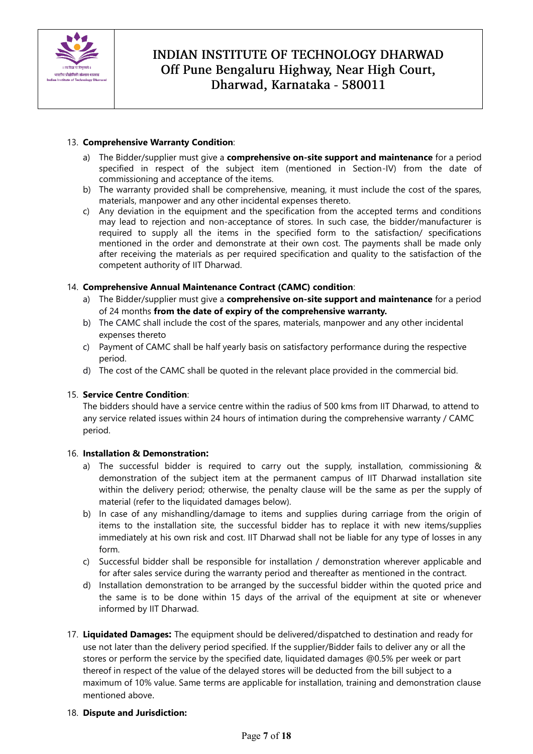13. **Comprehensive Warranty Condition**:
    a) The Bidder/supplier must give a **comprehensive on-site support and maintenance** for a period specified in respect of the subject item (mentioned in Section-IV) from the date of commissioning and acceptance of the items.
    b) The warranty provided shall be comprehensive, meaning, it must include the cost of the spares, materials, manpower and any other incidental expenses thereto.
    c) Any deviation in the equipment and the specification from the accepted terms and conditions may lead to rejection and non-acceptance of stores. In such case, the bidder/manufacturer is required to supply all the items in the specified form to the satisfaction/ specifications mentioned in the order and demonstrate at their own cost. The payments shall be made only after receiving the materials as per required specification and quality to the satisfaction of the competent authority of IIT Dharwad.

14. **Comprehensive Annual Maintenance Contract (CAMC) condition**:
    a) The Bidder/supplier must give a **comprehensive on-site support and maintenance** for a period of 24 months **from the date of expiry of the comprehensive warranty.**
    b) The CAMC shall include the cost of the spares, materials, manpower and any other incidental expenses thereto
    c) Payment of CAMC shall be half yearly basis on satisfactory performance during the respective period.
    d) The cost of the CAMC shall be quoted in the relevant place provided in the commercial bid.

15. **Service Centre Condition**:
    The bidders should have a service centre within the radius of 500 kms from IIT Dharwad, to attend to any service related issues within 24 hours of intimation during the comprehensive warranty / CAMC period.

16. **Installation & Demonstration:**
    a) The successful bidder is required to carry out the supply, installation, commissioning & demonstration of the subject item at the permanent campus of IIT Dharwad installation site within the delivery period; otherwise, the penalty clause will be the same as per the supply of material (refer to the liquidated damages below).
    b) In case of any mishandling/damage to items and supplies during carriage from the origin of items to the installation site, the successful bidder has to replace it with new items/supplies immediately at his own risk and cost. IIT Dharwad shall not be liable for any type of losses in any form.
    c) Successful bidder shall be responsible for installation / demonstration wherever applicable and for after sales service during the warranty period and thereafter as mentioned in the contract.
    d) Installation demonstration to be arranged by the successful bidder within the quoted price and the same is to be done within 15 days of the arrival of the equipment at site or whenever informed by IIT Dharwad.

17. **Liquidated Damages:** The equipment should be delivered/dispatched to destination and ready for use not later than the delivery period specified. If the supplier/Bidder fails to deliver any or all the stores or perform the service by the specified date, liquidated damages @0.5% per week or part thereof in respect of the value of the delayed stores will be deducted from the bill subject to a maximum of 10% value. Same terms are applicable for installation, training and demonstration clause mentioned above.

18. **Dispute and Jurisdiction:**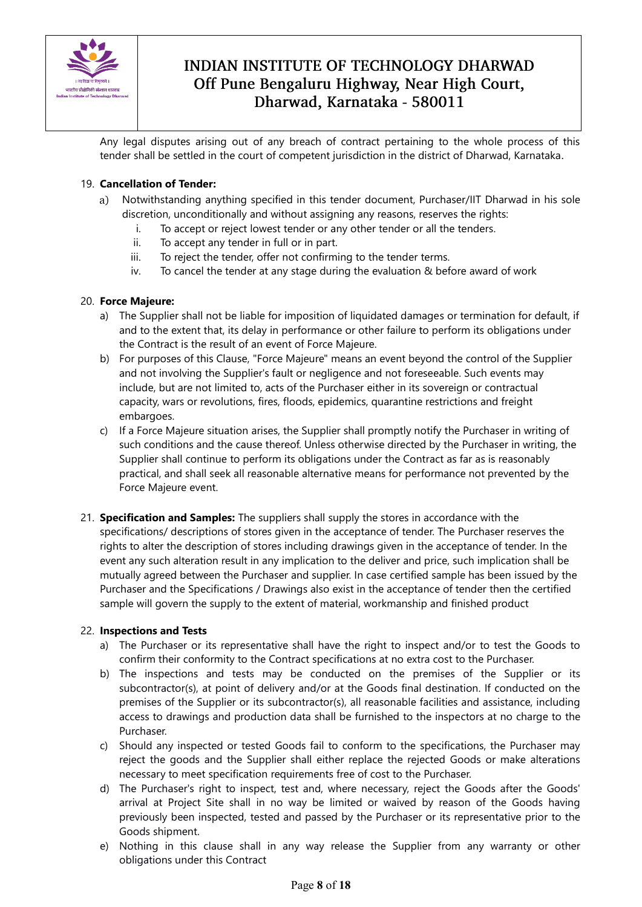Any legal disputes arising out of any breach of contract pertaining to the whole process of this tender shall be settled in the court of competent jurisdiction in the district of Dharwad, Karnataka.

19. **Cancellation of Tender:**
    a) Notwithstanding anything specified in this tender document, Purchaser/IIT Dharwad in his sole discretion, unconditionally and without assigning any reasons, reserves the rights:
        i. To accept or reject lowest tender or any other tender or all the tenders.
        ii. To accept any tender in full or in part.
        iii. To reject the tender, offer not confirming to the tender terms.
        iv. To cancel the tender at any stage during the evaluation & before award of work

20. **Force Majeure:**
    a) The Supplier shall not be liable for imposition of liquidated damages or termination for default, if and to the extent that, its delay in performance or other failure to perform its obligations under the Contract is the result of an event of Force Majeure.
    b) For purposes of this Clause, "Force Majeure" means an event beyond the control of the Supplier and not involving the Supplier's fault or negligence and not foreseeable. Such events may include, but are not limited to, acts of the Purchaser either in its sovereign or contractual capacity, wars or revolutions, fires, floods, epidemics, quarantine restrictions and freight embargoes.
    c) If a Force Majeure situation arises, the Supplier shall promptly notify the Purchaser in writing of such conditions and the cause thereof. Unless otherwise directed by the Purchaser in writing, the Supplier shall continue to perform its obligations under the Contract as far as is reasonably practical, and shall seek all reasonable alternative means for performance not prevented by the Force Majeure event.

21. **Specification and Samples:** The suppliers shall supply the stores in accordance with the specifications/ descriptions of stores given in the acceptance of tender. The Purchaser reserves the rights to alter the description of stores including drawings given in the acceptance of tender. In the event any such alteration result in any implication to the deliver and price, such implication shall be mutually agreed between the Purchaser and supplier. In case certified sample has been issued by the Purchaser and the Specifications / Drawings also exist in the acceptance of tender then the certified sample will govern the supply to the extent of material, workmanship and finished product

22. **Inspections and Tests**
    a) The Purchaser or its representative shall have the right to inspect and/or to test the Goods to confirm their conformity to the Contract specifications at no extra cost to the Purchaser.
    b) The inspections and tests may be conducted on the premises of the Supplier or its subcontractor(s), at point of delivery and/or at the Goods final destination. If conducted on the premises of the Supplier or its subcontractor(s), all reasonable facilities and assistance, including access to drawings and production data shall be furnished to the inspectors at no charge to the Purchaser.
    c) Should any inspected or tested Goods fail to conform to the specifications, the Purchaser may reject the goods and the Supplier shall either replace the rejected Goods or make alterations necessary to meet specification requirements free of cost to the Purchaser.
    d) The Purchaser's right to inspect, test and, where necessary, reject the Goods after the Goods' arrival at Project Site shall in no way be limited or waived by reason of the Goods having previously been inspected, tested and passed by the Purchaser or its representative prior to the Goods shipment.
    e) Nothing in this clause shall in any way release the Supplier from any warranty or other obligations under this Contract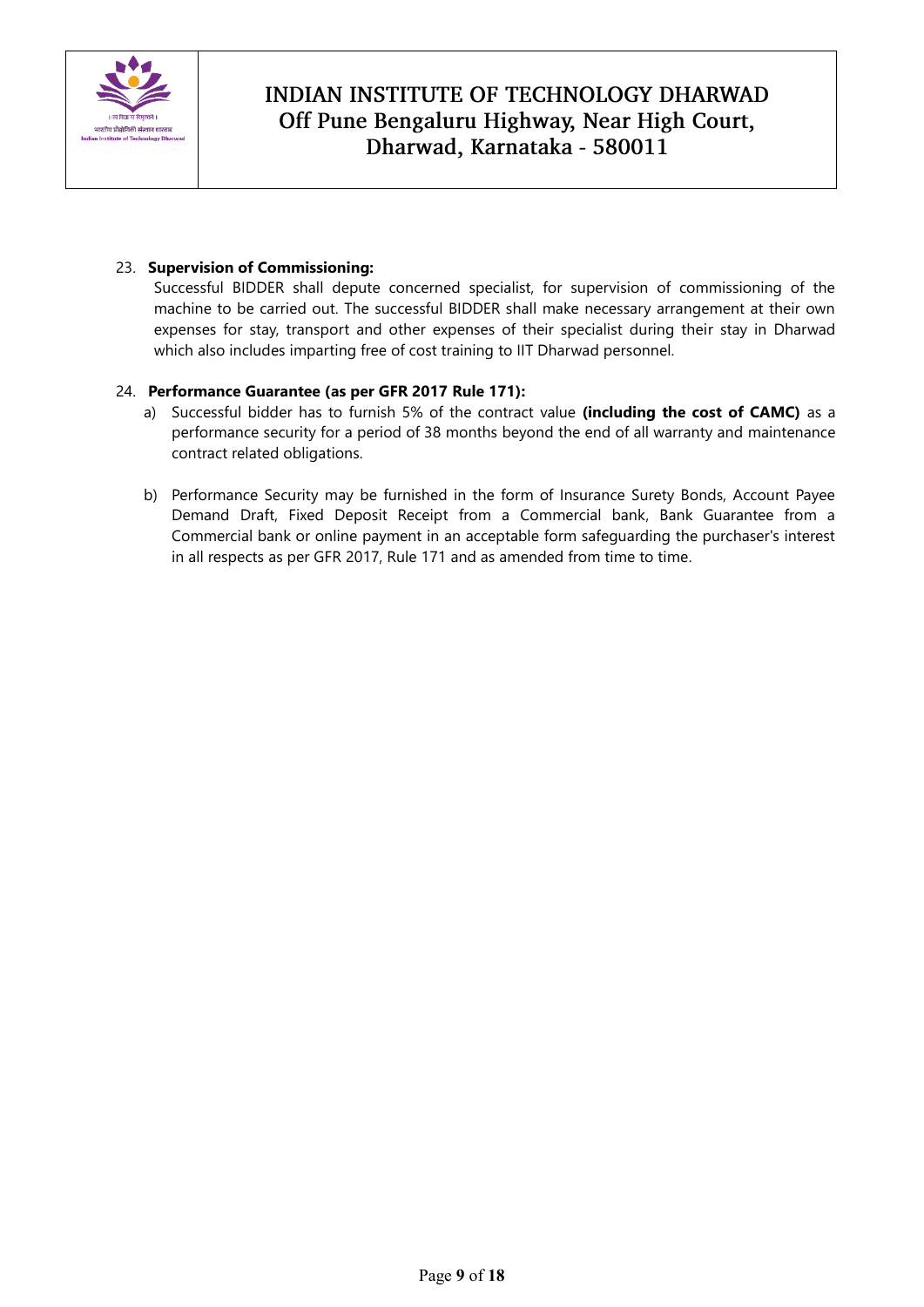23. **Supervision of Commissioning:**
    Successful BIDDER shall depute concerned specialist, for supervision of commissioning of the machine to be carried out. The successful BIDDER shall make necessary arrangement at their own expenses for stay, transport and other expenses of their specialist during their stay in Dharwad which also includes imparting free of cost training to IIT Dharwad personnel.

24. **Performance Guarantee (as per GFR 2017 Rule 171):**
    a) Successful bidder has to furnish 5% of the contract value **(including the cost of CAMC)** as a performance security for a period of 38 months beyond the end of all warranty and maintenance contract related obligations.

    b) Performance Security may be furnished in the form of Insurance Surety Bonds, Account Payee Demand Draft, Fixed Deposit Receipt from a Commercial bank, Bank Guarantee from a Commercial bank or online payment in an acceptable form safeguarding the purchaser's interest in all respects as per GFR 2017, Rule 171 and as amended from time to time.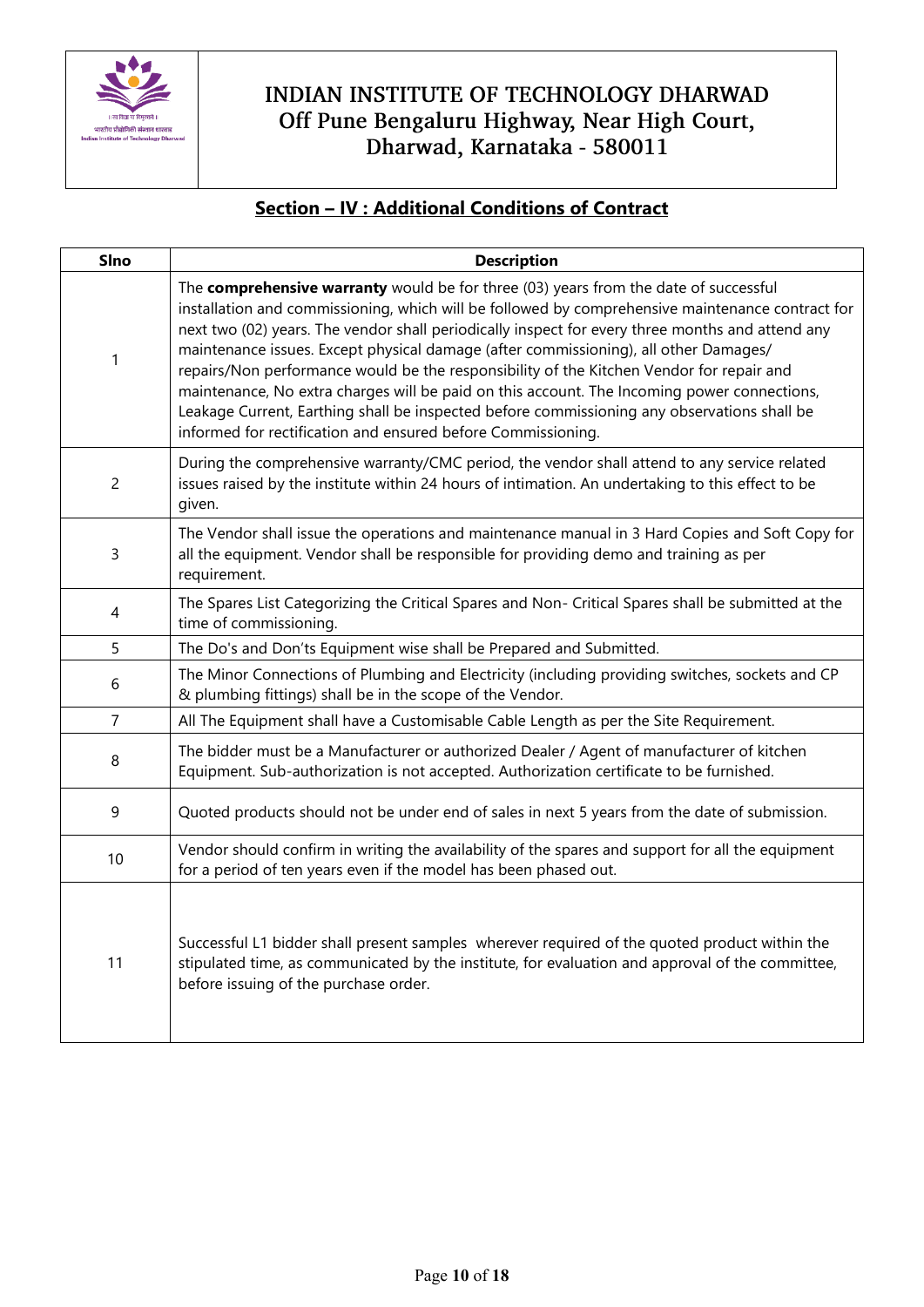# INDIAN INSTITUTE OF TECHNOLOGY DHARWAD
Off Pune Bengaluru Highway, Near High Court, Dharwad, Karnataka - 580011

## Section – IV : Additional Conditions of Contract

| Slno | Description |
|---|---|
| 1 | The **comprehensive warranty** would be for three (03) years from the date of successful installation and commissioning, which will be followed by comprehensive maintenance contract for next two (02) years. The vendor shall periodically inspect for every three months and attend any maintenance issues. Except physical damage (after commissioning), all other Damages/ repairs/Non performance would be the responsibility of the Kitchen Vendor for repair and maintenance, No extra charges will be paid on this account. The Incoming power connections, Leakage Current, Earthing shall be inspected before commissioning any observations shall be informed for rectification and ensured before Commissioning. |
| 2 | During the comprehensive warranty/CMC period, the vendor shall attend to any service related issues raised by the institute within 24 hours of intimation. An undertaking to this effect to be given. |
| 3 | The Vendor shall issue the operations and maintenance manual in 3 Hard Copies and Soft Copy for all the equipment. Vendor shall be responsible for providing demo and training as per requirement. |
| 4 | The Spares List Categorizing the Critical Spares and Non- Critical Spares shall be submitted at the time of commissioning. |
| 5 | The Do's and Don'ts Equipment wise shall be Prepared and Submitted. |
| 6 | The Minor Connections of Plumbing and Electricity (including providing switches, sockets and CP & plumbing fittings) shall be in the scope of the Vendor. |
| 7 | All The Equipment shall have a Customisable Cable Length as per the Site Requirement. |
| 8 | The bidder must be a Manufacturer or authorized Dealer / Agent of manufacturer of kitchen Equipment. Sub-authorization is not accepted. Authorization certificate to be furnished. |
| 9 | Quoted products should not be under end of sales in next 5 years from the date of submission. |
| 10 | Vendor should confirm in writing the availability of the spares and support for all the equipment for a period of ten years even if the model has been phased out. |
| 11 | Successful L1 bidder shall present samples wherever required of the quoted product within the stipulated time, as communicated by the institute, for evaluation and approval of the committee, before issuing of the purchase order. |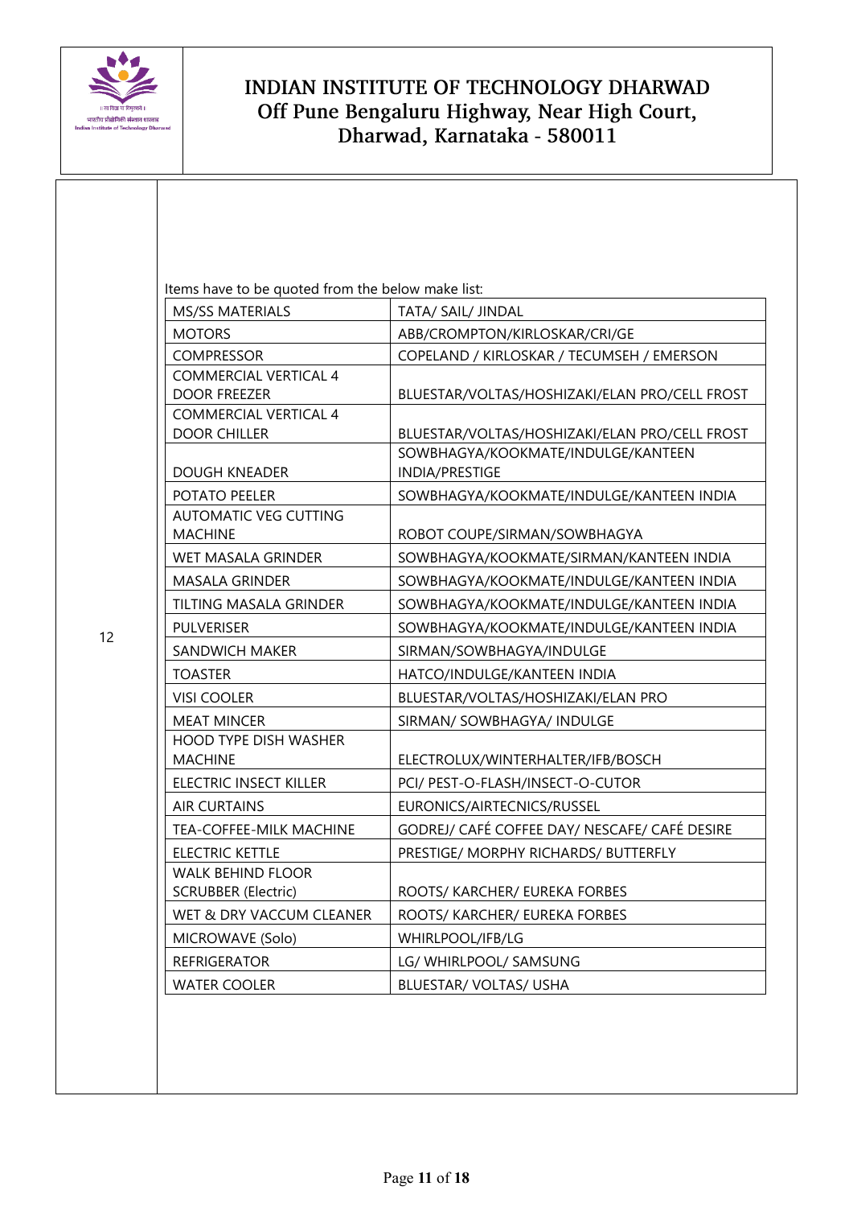# INDIAN INSTITUTE OF TECHNOLOGY DHARWAD
## Off Pune Bengaluru Highway, Near High Court, Dharwad, Karnataka - 580011

12

Items have to be quoted from the below make list:

| MS/SS MATERIALS | TATA/ SAIL/ JINDAL |
|---|---|
| MOTORS | ABB/CROMPTON/KIRLOSKAR/CRI/GE |
| COMPRESSOR | COPELAND / KIRLOSKAR / TECUMSEH / EMERSON |
| COMMERCIAL VERTICAL 4 DOOR FREEZER | BLUESTAR/VOLTAS/HOSHIZAKI/ELAN PRO/CELL FROST |
| COMMERCIAL VERTICAL 4 DOOR CHILLER | BLUESTAR/VOLTAS/HOSHIZAKI/ELAN PRO/CELL FROST |
| DOUGH KNEADER | SOWBHAGYA/KOOKMATE/INDULGE/KANTEEN INDIA/PRESTIGE |
| POTATO PEELER | SOWBHAGYA/KOOKMATE/INDULGE/KANTEEN INDIA |
| AUTOMATIC VEG CUTTING MACHINE | ROBOT COUPE/SIRMAN/SOWBHAGYA |
| WET MASALA GRINDER | SOWBHAGYA/KOOKMATE/SIRMAN/KANTEEN INDIA |
| MASALA GRINDER | SOWBHAGYA/KOOKMATE/INDULGE/KANTEEN INDIA |
| TILTING MASALA GRINDER | SOWBHAGYA/KOOKMATE/INDULGE/KANTEEN INDIA |
| PULVERISER | SOWBHAGYA/KOOKMATE/INDULGE/KANTEEN INDIA |
| SANDWICH MAKER | SIRMAN/SOWBHAGYA/INDULGE |
| TOASTER | HATCO/INDULGE/KANTEEN INDIA |
| VISI COOLER | BLUESTAR/VOLTAS/HOSHIZAKI/ELAN PRO |
| MEAT MINCER | SIRMAN/ SOWBHAGYA/ INDULGE |
| HOOD TYPE DISH WASHER MACHINE | ELECTROLUX/WINTERHALTER/IFB/BOSCH |
| ELECTRIC INSECT KILLER | PCI/ PEST-O-FLASH/INSECT-O-CUTOR |
| AIR CURTAINS | EURONICS/AIRTECNICS/RUSSEL |
| TEA-COFFEE-MILK MACHINE | GODREJ/ CAFÉ COFFEE DAY/ NESCAFE/ CAFÉ DESIRE |
| ELECTRIC KETTLE | PRESTIGE/ MORPHY RICHARDS/ BUTTERFLY |
| WALK BEHIND FLOOR SCRUBBER (Electric) | ROOTS/ KARCHER/ EUREKA FORBES |
| WET & DRY VACCUM CLEANER | ROOTS/ KARCHER/ EUREKA FORBES |
| MICROWAVE (Solo) | WHIRLPOOL/IFB/LG |
| REFRIGERATOR | LG/ WHIRLPOOL/ SAMSUNG |
| WATER COOLER | BLUESTAR/ VOLTAS/ USHA |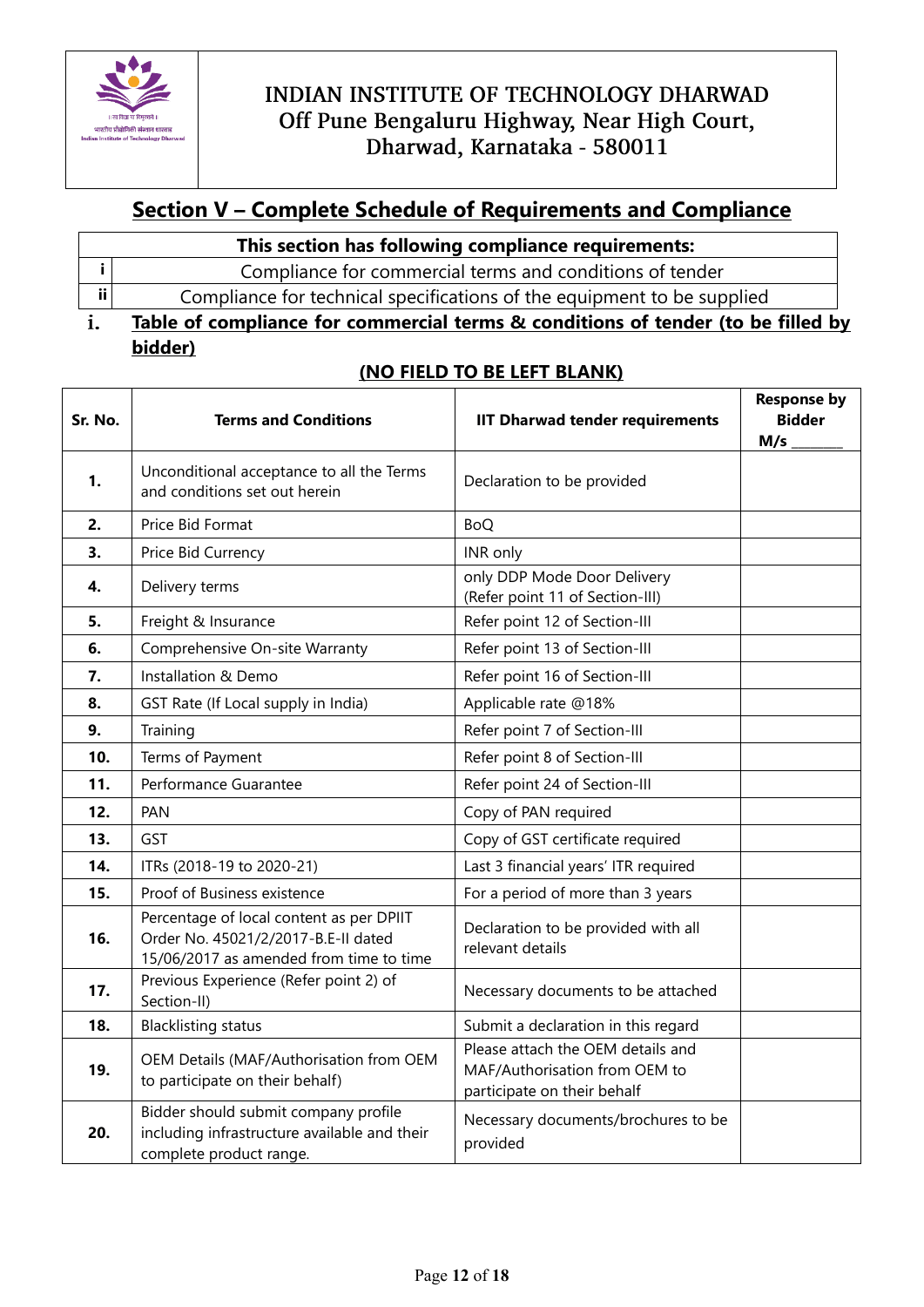**INDIAN INSTITUTE OF TECHNOLOGY DHARWAD**
**Off Pune Bengaluru Highway, Near High Court, Dharwad, Karnataka - 580011**

## Section V – Complete Schedule of Requirements and Compliance

| This section has following compliance requirements: | |
|---|---|
| i | Compliance for commercial terms and conditions of tender |
| ii | Compliance for technical specifications of the equipment to be supplied |

### i. Table of compliance for commercial terms & conditions of tender (to be filled by bidder)

**(NO FIELD TO BE LEFT BLANK)**

| Sr. No. | Terms and Conditions | IIT Dharwad tender requirements | Response by Bidder M/s _______ |
|---|---|---|---|
| 1. | Unconditional acceptance to all the Terms and conditions set out herein | Declaration to be provided | |
| 2. | Price Bid Format | BoQ | |
| 3. | Price Bid Currency | INR only | |
| 4. | Delivery terms | only DDP Mode Door Delivery (Refer point 11 of Section-III) | |
| 5. | Freight & Insurance | Refer point 12 of Section-III | |
| 6. | Comprehensive On-site Warranty | Refer point 13 of Section-III | |
| 7. | Installation & Demo | Refer point 16 of Section-III | |
| 8. | GST Rate (If Local supply in India) | Applicable rate @18% | |
| 9. | Training | Refer point 7 of Section-III | |
| 10. | Terms of Payment | Refer point 8 of Section-III | |
| 11. | Performance Guarantee | Refer point 24 of Section-III | |
| 12. | PAN | Copy of PAN required | |
| 13. | GST | Copy of GST certificate required | |
| 14. | ITRs (2018-19 to 2020-21) | Last 3 financial years' ITR required | |
| 15. | Proof of Business existence | For a period of more than 3 years | |
| 16. | Percentage of local content as per DPIIT Order No. 45021/2/2017-B.E-II dated 15/06/2017 as amended from time to time | Declaration to be provided with all relevant details | |
| 17. | Previous Experience (Refer point 2) of Section-II) | Necessary documents to be attached | |
| 18. | Blacklisting status | Submit a declaration in this regard | |
| 19. | OEM Details (MAF/Authorisation from OEM to participate on their behalf) | Please attach the OEM details and MAF/Authorisation from OEM to participate on their behalf | |
| 20. | Bidder should submit company profile including infrastructure available and their complete product range. | Necessary documents/brochures to be provided | |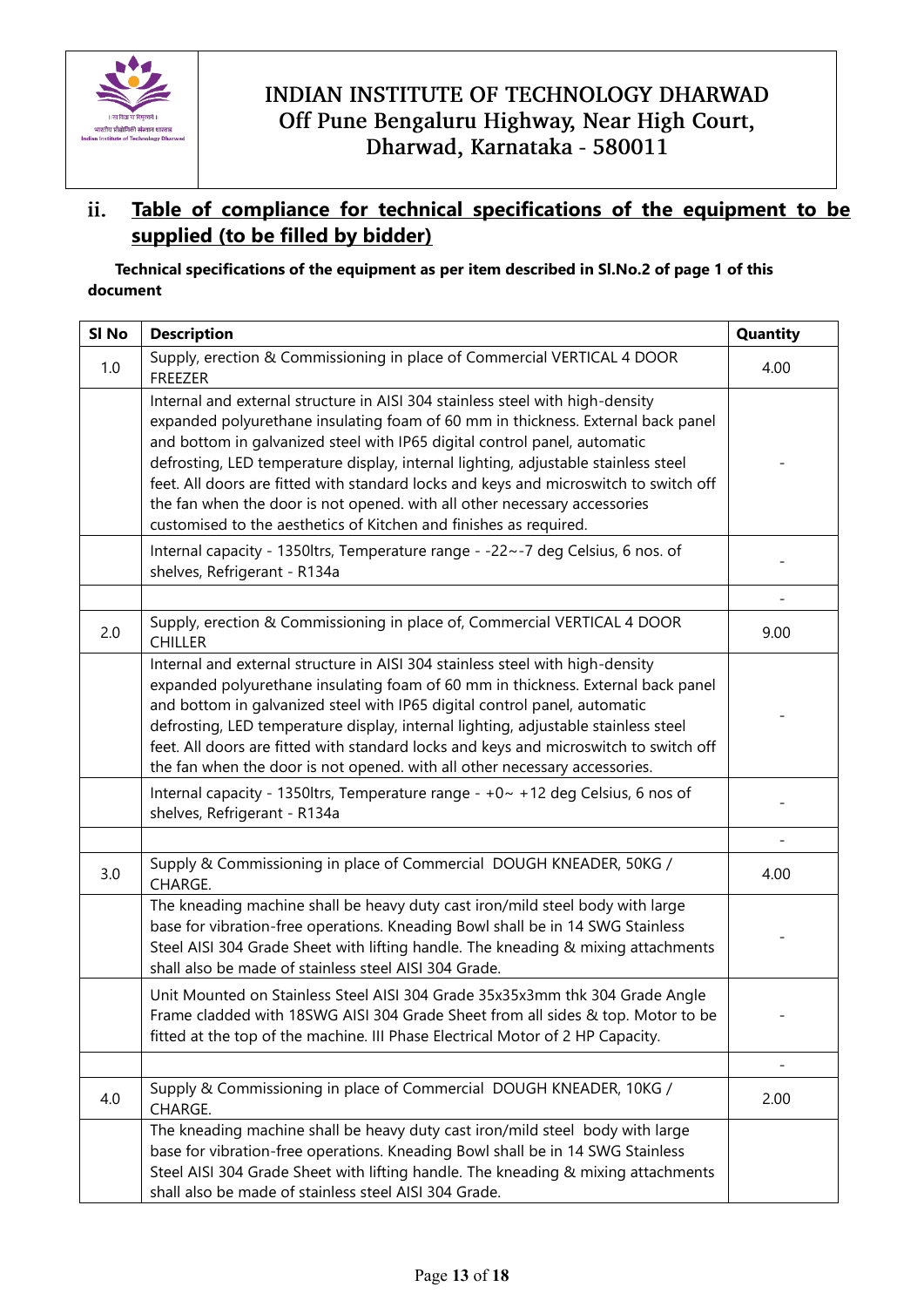# INDIAN INSTITUTE OF TECHNOLOGY DHARWAD
## Off Pune Bengaluru Highway, Near High Court, Dharwad, Karnataka - 580011

## ii. Table of compliance for technical specifications of the equipment to be supplied (to be filled by bidder)

**Technical specifications of the equipment as per item described in Sl.No.2 of page 1 of this document**

| Sl No | Description | Quantity |
|---|---|---|
| 1.0 | Supply, erection & Commissioning in place of Commercial VERTICAL 4 DOOR FREEZER | 4.00 |
| | Internal and external structure in AISI 304 stainless steel with high-density expanded polyurethane insulating foam of 60 mm in thickness. External back panel and bottom in galvanized steel with IP65 digital control panel, automatic defrosting, LED temperature display, internal lighting, adjustable stainless steel feet. All doors are fitted with standard locks and keys and microswitch to switch off the fan when the door is not opened. with all other necessary accessories customised to the aesthetics of Kitchen and finishes as required. | - |
| | Internal capacity - 1350ltrs, Temperature range - -22~-7 deg Celsius, 6 nos. of shelves, Refrigerant - R134a | - |
| | | - |
| 2.0 | Supply, erection & Commissioning in place of, Commercial VERTICAL 4 DOOR CHILLER | 9.00 |
| | Internal and external structure in AISI 304 stainless steel with high-density expanded polyurethane insulating foam of 60 mm in thickness. External back panel and bottom in galvanized steel with IP65 digital control panel, automatic defrosting, LED temperature display, internal lighting, adjustable stainless steel feet. All doors are fitted with standard locks and keys and microswitch to switch off the fan when the door is not opened. with all other necessary accessories. | - |
| | Internal capacity - 1350ltrs, Temperature range - +0~ +12 deg Celsius, 6 nos of shelves, Refrigerant - R134a | - |
| | | - |
| 3.0 | Supply & Commissioning in place of Commercial DOUGH KNEADER, 50KG / CHARGE. | 4.00 |
| | The kneading machine shall be heavy duty cast iron/mild steel body with large base for vibration-free operations. Kneading Bowl shall be in 14 SWG Stainless Steel AISI 304 Grade Sheet with lifting handle. The kneading & mixing attachments shall also be made of stainless steel AISI 304 Grade. | - |
| | Unit Mounted on Stainless Steel AISI 304 Grade 35x35x3mm thk 304 Grade Angle Frame cladded with 18SWG AISI 304 Grade Sheet from all sides & top. Motor to be fitted at the top of the machine. III Phase Electrical Motor of 2 HP Capacity. | - |
| | | - |
| 4.0 | Supply & Commissioning in place of Commercial DOUGH KNEADER, 10KG / CHARGE. | 2.00 |
| | The kneading machine shall be heavy duty cast iron/mild steel body with large base for vibration-free operations. Kneading Bowl shall be in 14 SWG Stainless Steel AISI 304 Grade Sheet with lifting handle. The kneading & mixing attachments shall also be made of stainless steel AISI 304 Grade. | |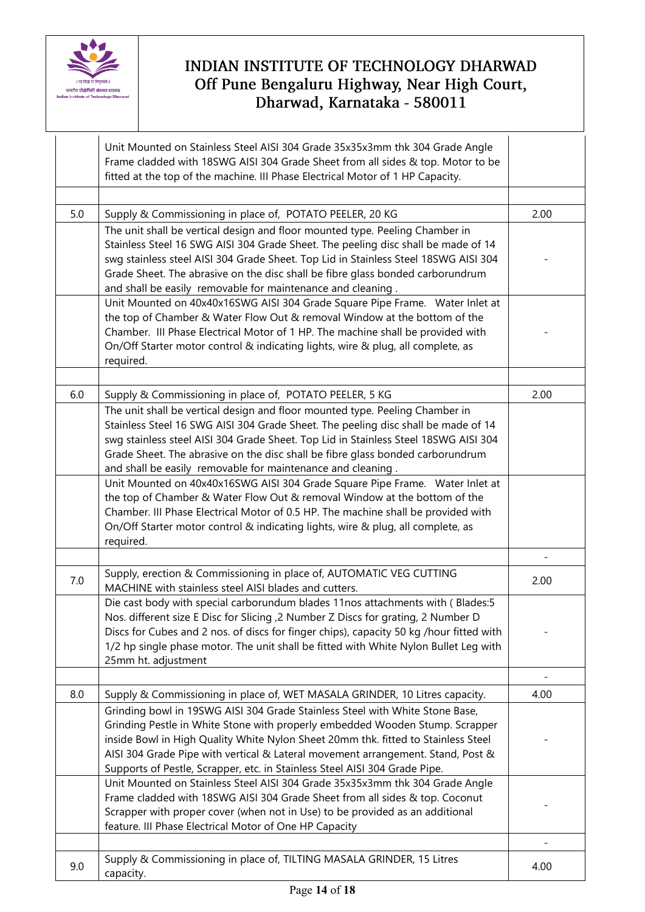# INDIAN INSTITUTE OF TECHNOLOGY DHARWAD
## Off Pune Bengaluru Highway, Near High Court, Dharwad, Karnataka - 580011

| | | |
|---|---|---|
| | Unit Mounted on Stainless Steel AISI 304 Grade 35x35x3mm thk 304 Grade Angle Frame cladded with 18SWG AISI 304 Grade Sheet from all sides & top. Motor to be fitted at the top of the machine. III Phase Electrical Motor of 1 HP Capacity. | |
| | | |
| 5.0 | Supply & Commissioning in place of, POTATO PEELER, 20 KG | 2.00 |
| | The unit shall be vertical design and floor mounted type. Peeling Chamber in Stainless Steel 16 SWG AISI 304 Grade Sheet. The peeling disc shall be made of 14 swg stainless steel AISI 304 Grade Sheet. Top Lid in Stainless Steel 18SWG AISI 304 Grade Sheet. The abrasive on the disc shall be fibre glass bonded carborundrum and shall be easily removable for maintenance and cleaning . | - |
| | Unit Mounted on 40x40x16SWG AISI 304 Grade Square Pipe Frame. Water Inlet at the top of Chamber & Water Flow Out & removal Window at the bottom of the Chamber. III Phase Electrical Motor of 1 HP. The machine shall be provided with On/Off Starter motor control & indicating lights, wire & plug, all complete, as required. | - |
| | | |
| 6.0 | Supply & Commissioning in place of, POTATO PEELER, 5 KG | 2.00 |
| | The unit shall be vertical design and floor mounted type. Peeling Chamber in Stainless Steel 16 SWG AISI 304 Grade Sheet. The peeling disc shall be made of 14 swg stainless steel AISI 304 Grade Sheet. Top Lid in Stainless Steel 18SWG AISI 304 Grade Sheet. The abrasive on the disc shall be fibre glass bonded carborundrum and shall be easily removable for maintenance and cleaning . | - |
| | Unit Mounted on 40x40x16SWG AISI 304 Grade Square Pipe Frame. Water Inlet at the top of Chamber & Water Flow Out & removal Window at the bottom of the Chamber. III Phase Electrical Motor of 0.5 HP. The machine shall be provided with On/Off Starter motor control & indicating lights, wire & plug, all complete, as required. | - |
| | | - |
| 7.0 | Supply, erection & Commissioning in place of, AUTOMATIC VEG CUTTING MACHINE with stainless steel AISI blades and cutters. | 2.00 |
| | Die cast body with special carborundum blades 11nos attachments with ( Blades:5 Nos. different size E Disc for Slicing ,2 Number Z Discs for grating, 2 Number D Discs for Cubes and 2 nos. of discs for finger chips), capacity 50 kg /hour fitted with 1/2 hp single phase motor. The unit shall be fitted with White Nylon Bullet Leg with 25mm ht. adjustment | - |
| | | - |
| 8.0 | Supply & Commissioning in place of, WET MASALA GRINDER, 10 Litres capacity. | 4.00 |
| | Grinding bowl in 19SWG AISI 304 Grade Stainless Steel with White Stone Base, Grinding Pestle in White Stone with properly embedded Wooden Stump. Scrapper inside Bowl in High Quality White Nylon Sheet 20mm thk. fitted to Stainless Steel AISI 304 Grade Pipe with vertical & Lateral movement arrangement. Stand, Post & Supports of Pestle, Scrapper, etc. in Stainless Steel AISI 304 Grade Pipe. | - |
| | Unit Mounted on Stainless Steel AISI 304 Grade 35x35x3mm thk 304 Grade Angle Frame cladded with 18SWG AISI 304 Grade Sheet from all sides & top. Coconut Scrapper with proper cover (when not in Use) to be provided as an additional feature. III Phase Electrical Motor of One HP Capacity | - |
| | | - |
| 9.0 | Supply & Commissioning in place of, TILTING MASALA GRINDER, 15 Litres capacity. | 4.00 |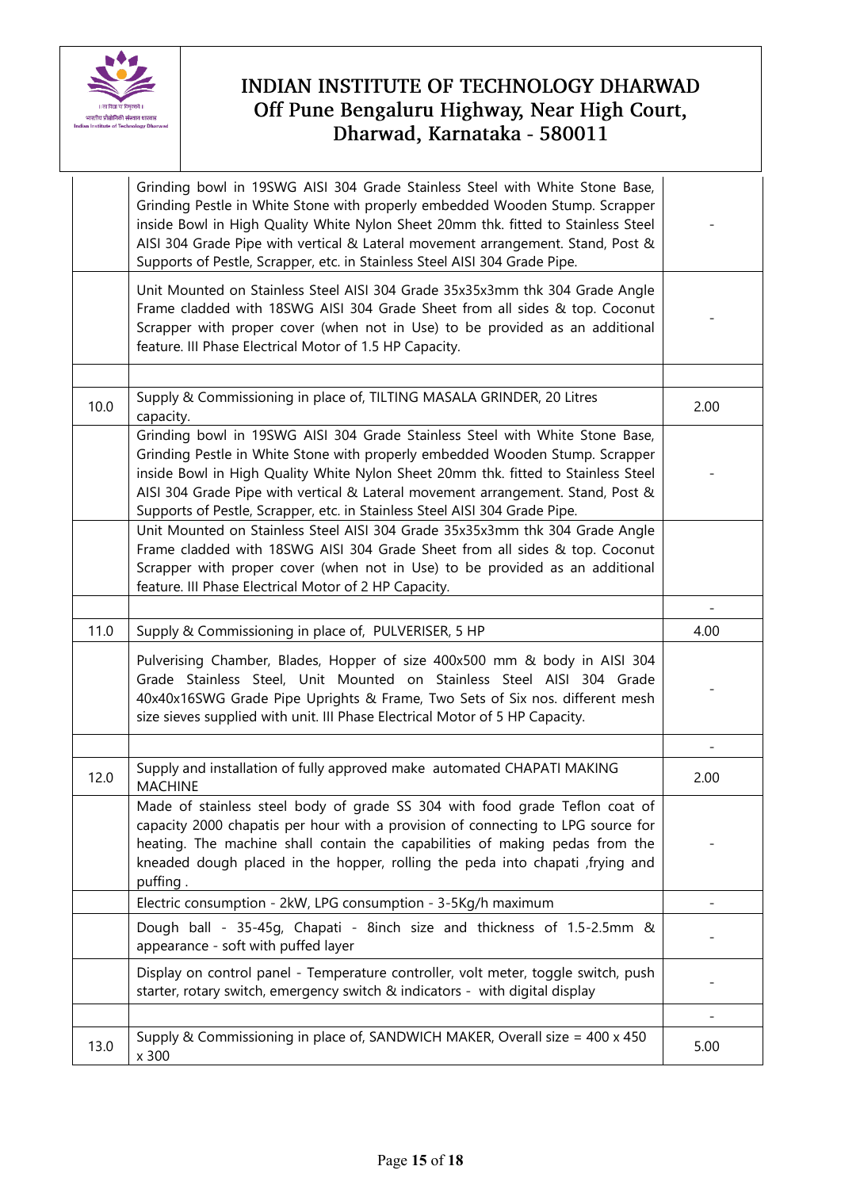| | | |
|---|---|---|
| | Grinding bowl in 19SWG AISI 304 Grade Stainless Steel with White Stone Base, Grinding Pestle in White Stone with properly embedded Wooden Stump. Scrapper inside Bowl in High Quality White Nylon Sheet 20mm thk. fitted to Stainless Steel AISI 304 Grade Pipe with vertical & Lateral movement arrangement. Stand, Post & Supports of Pestle, Scrapper, etc. in Stainless Steel AISI 304 Grade Pipe. | - |
| | Unit Mounted on Stainless Steel AISI 304 Grade 35x35x3mm thk 304 Grade Angle Frame cladded with 18SWG AISI 304 Grade Sheet from all sides & top. Coconut Scrapper with proper cover (when not in Use) to be provided as an additional feature. III Phase Electrical Motor of 1.5 HP Capacity. | - |
| | | |
| 10.0 | Supply & Commissioning in place of, TILTING MASALA GRINDER, 20 Litres capacity. | 2.00 |
| | Grinding bowl in 19SWG AISI 304 Grade Stainless Steel with White Stone Base, Grinding Pestle in White Stone with properly embedded Wooden Stump. Scrapper inside Bowl in High Quality White Nylon Sheet 20mm thk. fitted to Stainless Steel AISI 304 Grade Pipe with vertical & Lateral movement arrangement. Stand, Post & Supports of Pestle, Scrapper, etc. in Stainless Steel AISI 304 Grade Pipe. | - |
| | Unit Mounted on Stainless Steel AISI 304 Grade 35x35x3mm thk 304 Grade Angle Frame cladded with 18SWG AISI 304 Grade Sheet from all sides & top. Coconut Scrapper with proper cover (when not in Use) to be provided as an additional feature. III Phase Electrical Motor of 2 HP Capacity. | |
| | | - |
| 11.0 | Supply & Commissioning in place of, PULVERISER, 5 HP | 4.00 |
| | Pulverising Chamber, Blades, Hopper of size 400x500 mm & body in AISI 304 Grade Stainless Steel, Unit Mounted on Stainless Steel AISI 304 Grade 40x40x16SWG Grade Pipe Uprights & Frame, Two Sets of Six nos. different mesh size sieves supplied with unit. III Phase Electrical Motor of 5 HP Capacity. | - |
| | | - |
| 12.0 | Supply and installation of fully approved make automated CHAPATI MAKING MACHINE | 2.00 |
| | Made of stainless steel body of grade SS 304 with food grade Teflon coat of capacity 2000 chapatis per hour with a provision of connecting to LPG source for heating. The machine shall contain the capabilities of making pedas from the kneaded dough placed in the hopper, rolling the peda into chapati ,frying and puffing . | - |
| | Electric consumption - 2kW, LPG consumption - 3-5Kg/h maximum | - |
| | Dough ball - 35-45g, Chapati - 8inch size and thickness of 1.5-2.5mm & appearance - soft with puffed layer | - |
| | Display on control panel - Temperature controller, volt meter, toggle switch, push starter, rotary switch, emergency switch & indicators - with digital display | - |
| | | - |
| 13.0 | Supply & Commissioning in place of, SANDWICH MAKER, Overall size = 400 x 450 x 300 | 5.00 |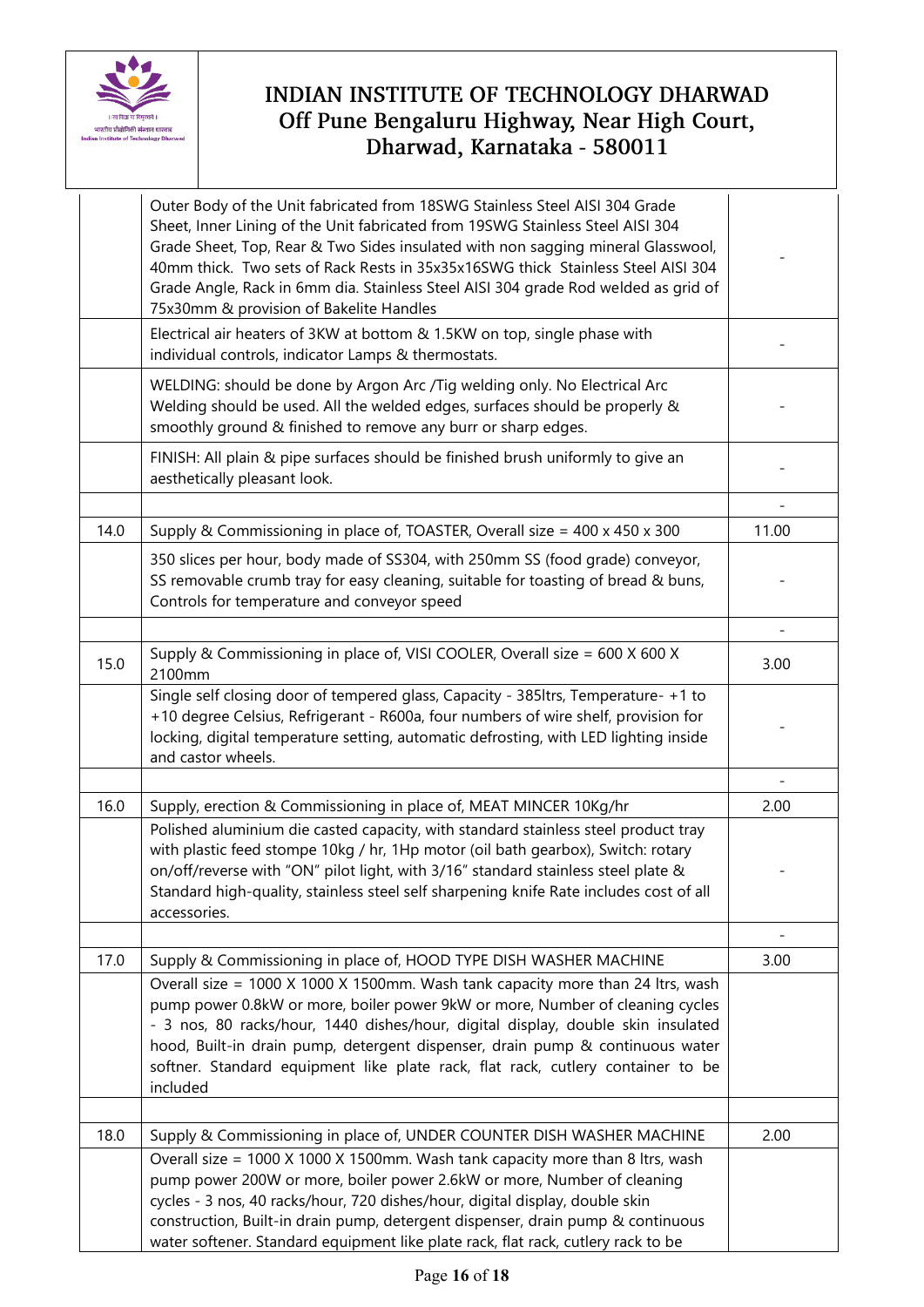# INDIAN INSTITUTE OF TECHNOLOGY DHARWAD
## Off Pune Bengaluru Highway, Near High Court, Dharwad, Karnataka - 580011

| | | |
|---|---|---|
| | Outer Body of the Unit fabricated from 18SWG Stainless Steel AISI 304 Grade Sheet, Inner Lining of the Unit fabricated from 19SWG Stainless Steel AISI 304 Grade Sheet, Top, Rear & Two Sides insulated with non sagging mineral Glasswool, 40mm thick. Two sets of Rack Rests in 35x35x16SWG thick Stainless Steel AISI 304 Grade Angle, Rack in 6mm dia. Stainless Steel AISI 304 grade Rod welded as grid of 75x30mm & provision of Bakelite Handles | - |
| | Electrical air heaters of 3KW at bottom & 1.5KW on top, single phase with individual controls, indicator Lamps & thermostats. | - |
| | WELDING: should be done by Argon Arc /Tig welding only. No Electrical Arc Welding should be used. All the welded edges, surfaces should be properly & smoothly ground & finished to remove any burr or sharp edges. | - |
| | FINISH: All plain & pipe surfaces should be finished brush uniformly to give an aesthetically pleasant look. | - |
| | | - |
| 14.0 | Supply & Commissioning in place of, TOASTER, Overall size = 400 x 450 x 300 | 11.00 |
| | 350 slices per hour, body made of SS304, with 250mm SS (food grade) conveyor, SS removable crumb tray for easy cleaning, suitable for toasting of bread & buns, Controls for temperature and conveyor speed | - |
| | | - |
| 15.0 | Supply & Commissioning in place of, VISI COOLER, Overall size = 600 X 600 X 2100mm | 3.00 |
| | Single self closing door of tempered glass, Capacity - 385ltrs, Temperature- +1 to +10 degree Celsius, Refrigerant - R600a, four numbers of wire shelf, provision for locking, digital temperature setting, automatic defrosting, with LED lighting inside and castor wheels. | - |
| | | - |
| 16.0 | Supply, erection & Commissioning in place of, MEAT MINCER 10Kg/hr | 2.00 |
| | Polished aluminium die casted capacity, with standard stainless steel product tray with plastic feed stompe 10kg / hr, 1Hp motor (oil bath gearbox), Switch: rotary on/off/reverse with "ON" pilot light, with 3/16" standard stainless steel plate & Standard high-quality, stainless steel self sharpening knife Rate includes cost of all accessories. | - |
| | | - |
| 17.0 | Supply & Commissioning in place of, HOOD TYPE DISH WASHER MACHINE | 3.00 |
| | Overall size = 1000 X 1000 X 1500mm. Wash tank capacity more than 24 ltrs, wash pump power 0.8kW or more, boiler power 9kW or more, Number of cleaning cycles - 3 nos, 80 racks/hour, 1440 dishes/hour, digital display, double skin insulated hood, Built-in drain pump, detergent dispenser, drain pump & continuous water softner. Standard equipment like plate rack, flat rack, cutlery container to be included | |
| | | |
| 18.0 | Supply & Commissioning in place of, UNDER COUNTER DISH WASHER MACHINE | 2.00 |
| | Overall size = 1000 X 1000 X 1500mm. Wash tank capacity more than 8 ltrs, wash pump power 200W or more, boiler power 2.6kW or more, Number of cleaning cycles - 3 nos, 40 racks/hour, 720 dishes/hour, digital display, double skin construction, Built-in drain pump, detergent dispenser, drain pump & continuous water softener. Standard equipment like plate rack, flat rack, cutlery rack to be | |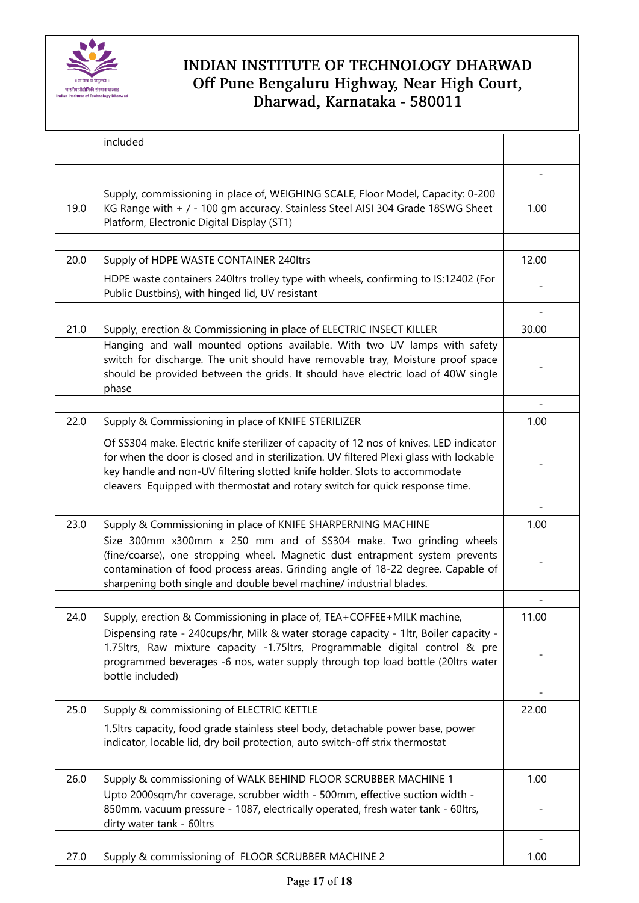| | | |
|---|---|---|
| | included | |
| | | - |
| 19.0 | Supply, commissioning in place of, WEIGHING SCALE, Floor Model, Capacity: 0-200 KG Range with + / - 100 gm accuracy. Stainless Steel AISI 304 Grade 18SWG Sheet Platform, Electronic Digital Display (ST1) | 1.00 |
| | | |
| 20.0 | Supply of HDPE WASTE CONTAINER 240ltrs | 12.00 |
| | HDPE waste containers 240ltrs trolley type with wheels, confirming to IS:12402 (For Public Dustbins), with hinged lid, UV resistant | - |
| | | - |
| 21.0 | Supply, erection & Commissioning in place of ELECTRIC INSECT KILLER | 30.00 |
| | Hanging and wall mounted options available. With two UV lamps with safety switch for discharge. The unit should have removable tray, Moisture proof space should be provided between the grids. It should have electric load of 40W single phase | - |
| | | - |
| 22.0 | Supply & Commissioning in place of KNIFE STERILIZER | 1.00 |
| | Of SS304 make. Electric knife sterilizer of capacity of 12 nos of knives. LED indicator for when the door is closed and in sterilization. UV filtered Plexi glass with lockable key handle and non-UV filtering slotted knife holder. Slots to accommodate cleavers Equipped with thermostat and rotary switch for quick response time. | - |
| | | - |
| 23.0 | Supply & Commissioning in place of KNIFE SHARPERNING MACHINE | 1.00 |
| | Size 300mm x300mm x 250 mm and of SS304 make. Two grinding wheels (fine/coarse), one stropping wheel. Magnetic dust entrapment system prevents contamination of food process areas. Grinding angle of 18-22 degree. Capable of sharpening both single and double bevel machine/ industrial blades. | - |
| | | - |
| 24.0 | Supply, erection & Commissioning in place of, TEA+COFFEE+MILK machine, | 11.00 |
| | Dispensing rate - 240cups/hr, Milk & water storage capacity - 1ltr, Boiler capacity - 1.75ltrs, Raw mixture capacity -1.75ltrs, Programmable digital control & pre programmed beverages -6 nos, water supply through top load bottle (20ltrs water bottle included) | - |
| | | - |
| 25.0 | Supply & commissioning of ELECTRIC KETTLE | 22.00 |
| | 1.5ltrs capacity, food grade stainless steel body, detachable power base, power indicator, locable lid, dry boil protection, auto switch-off strix thermostat | |
| | | |
| 26.0 | Supply & commissioning of WALK BEHIND FLOOR SCRUBBER MACHINE 1 | 1.00 |
| | Upto 2000sqm/hr coverage, scrubber width - 500mm, effective suction width - 850mm, vacuum pressure - 1087, electrically operated, fresh water tank - 60ltrs, dirty water tank - 60ltrs | - |
| | | - |
| 27.0 | Supply & commissioning of FLOOR SCRUBBER MACHINE 2 | 1.00 |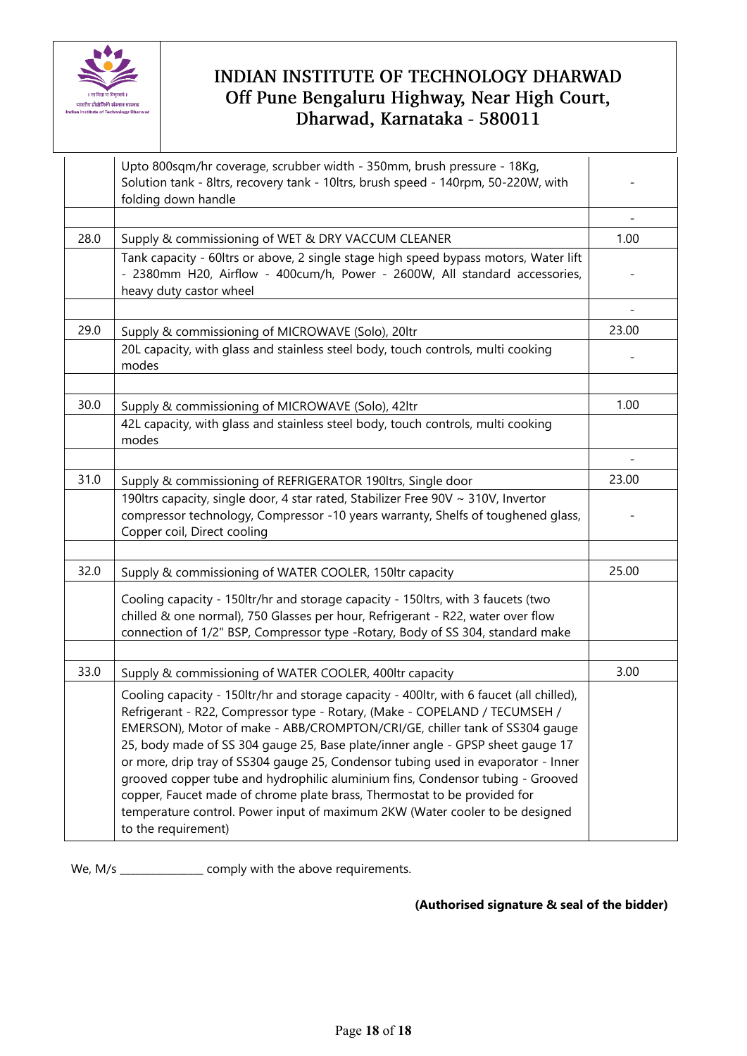| | | |
|---|---|---|
| | Upto 800sqm/hr coverage, scrubber width - 350mm, brush pressure - 18Kg, Solution tank - 8ltrs, recovery tank - 10ltrs, brush speed - 140rpm, 50-220W, with folding down handle | - |
| | | - |
| 28.0 | Supply & commissioning of WET & DRY VACCUM CLEANER | 1.00 |
| | Tank capacity - 60ltrs or above, 2 single stage high speed bypass motors, Water lift - 2380mm H20, Airflow - 400cum/h, Power - 2600W, All standard accessories, heavy duty castor wheel | - |
| | | - |
| 29.0 | Supply & commissioning of MICROWAVE (Solo), 20ltr | 23.00 |
| | 20L capacity, with glass and stainless steel body, touch controls, multi cooking modes | - |
| | | |
| 30.0 | Supply & commissioning of MICROWAVE (Solo), 42ltr | 1.00 |
| | 42L capacity, with glass and stainless steel body, touch controls, multi cooking modes | |
| | | - |
| 31.0 | Supply & commissioning of REFRIGERATOR 190ltrs, Single door | 23.00 |
| | 190ltrs capacity, single door, 4 star rated, Stabilizer Free 90V ~ 310V, Invertor compressor technology, Compressor -10 years warranty, Shelfs of toughened glass, Copper coil, Direct cooling | - |
| | | |
| 32.0 | Supply & commissioning of WATER COOLER, 150ltr capacity | 25.00 |
| | Cooling capacity - 150ltr/hr and storage capacity - 150ltrs, with 3 faucets (two chilled & one normal), 750 Glasses per hour, Refrigerant - R22, water over flow connection of 1/2" BSP, Compressor type -Rotary, Body of SS 304, standard make | |
| | | |
| 33.0 | Supply & commissioning of WATER COOLER, 400ltr capacity | 3.00 |
| | Cooling capacity - 150ltr/hr and storage capacity - 400ltr, with 6 faucet (all chilled), Refrigerant - R22, Compressor type - Rotary, (Make - COPELAND / TECUMSEH / EMERSON), Motor of make - ABB/CROMPTON/CRI/GE, chiller tank of SS304 gauge 25, body made of SS 304 gauge 25, Base plate/inner angle - GPSP sheet gauge 17 or more, drip tray of SS304 gauge 25, Condensor tubing used in evaporator - Inner grooved copper tube and hydrophilic aluminium fins, Condensor tubing - Grooved copper, Faucet made of chrome plate brass, Thermostat to be provided for temperature control. Power input of maximum 2KW (Water cooler to be designed to the requirement) | |

We, M/s _______________ comply with the above requirements.

**(Authorised signature & seal of the bidder)**